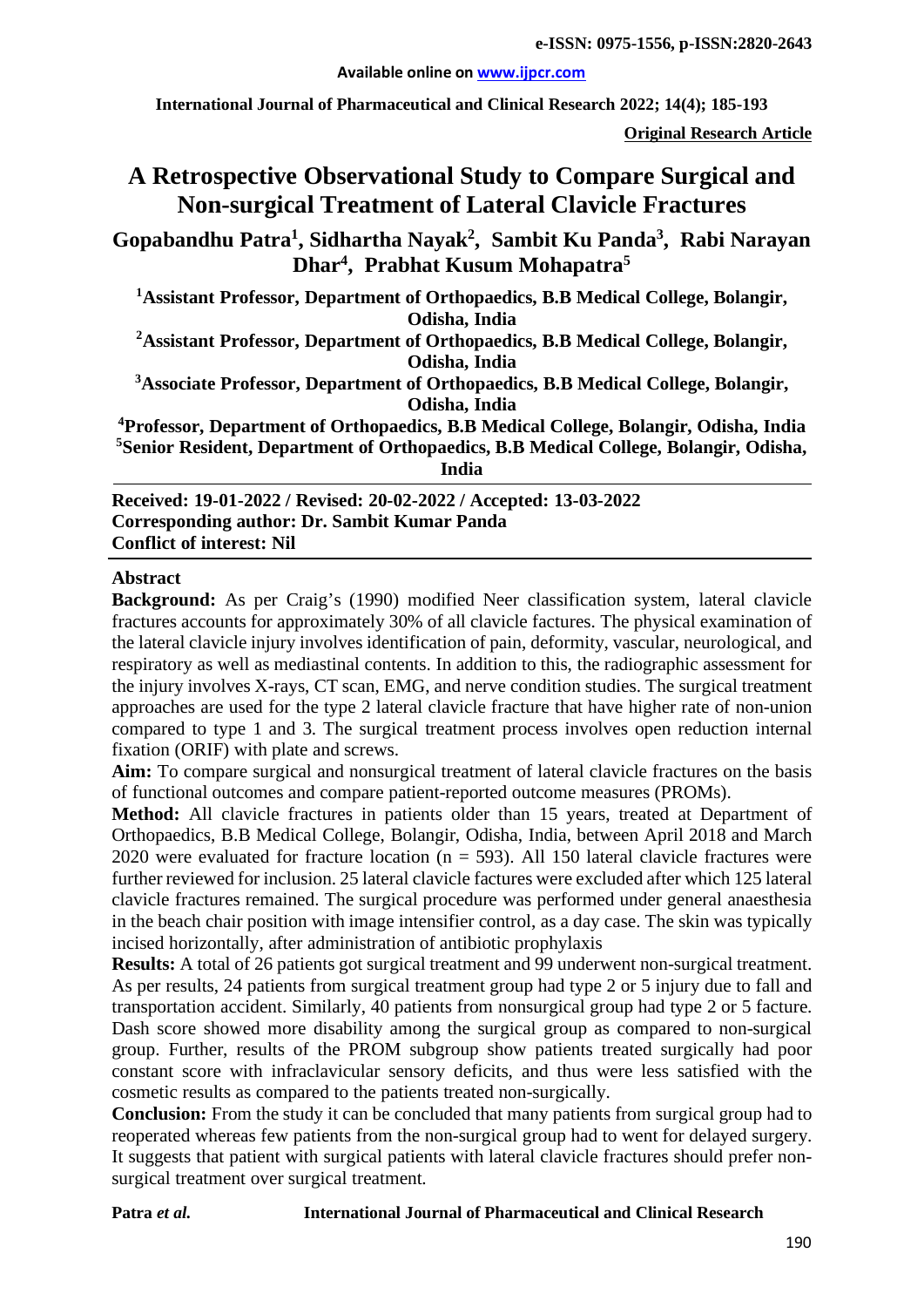e-ISSN: 0975-1556, p-ISSN:2820-2643

Available online on www.ijpcr.com

International Journal of Pharmaceutical and Clinical Research 2022; 14(4); 185-193

**Original Research Article**

# A Retrospective Observational Study to Compare Surgical and Non-surgical Treatment of Lateral Clavicle Fractures

**Gopabandhu Patra[1], Sidhartha Nayak[2], Sambit Ku Panda[3], Rabi Narayan Dhar[4], Prabhat Kusum Mohapatra[5]**

**[1]Assistant Professor, Department of Orthopaedics, B.B Medical College, Bolangir, Odisha, India**

**[2]Assistant Professor, Department of Orthopaedics, B.B Medical College, Bolangir, Odisha, India**

**[3]Associate Professor, Department of Orthopaedics, B.B Medical College, Bolangir, Odisha, India**

**[4]Professor, Department of Orthopaedics, B.B Medical College, Bolangir, Odisha, India**

**[5]Senior Resident, Department of Orthopaedics, B.B Medical College, Bolangir, Odisha, India**

**Received: 19-01-2022 / Revised: 20-02-2022 / Accepted: 13-03-2022**
**Corresponding author: Dr. Sambit Kumar Panda**
**Conflict of interest: Nil**

## Abstract

**Background:** As per Craig's (1990) modified Neer classification system, lateral clavicle fractures accounts for approximately 30% of all clavicle factures. The physical examination of the lateral clavicle injury involves identification of pain, deformity, vascular, neurological, and respiratory as well as mediastinal contents. In addition to this, the radiographic assessment for the injury involves X-rays, CT scan, EMG, and nerve condition studies. The surgical treatment approaches are used for the type 2 lateral clavicle fracture that have higher rate of non-union compared to type 1 and 3. The surgical treatment process involves open reduction internal fixation (ORIF) with plate and screws.

**Aim:** To compare surgical and nonsurgical treatment of lateral clavicle fractures on the basis of functional outcomes and compare patient-reported outcome measures (PROMs).

**Method:** All clavicle fractures in patients older than 15 years, treated at Department of Orthopaedics, B.B Medical College, Bolangir, Odisha, India, between April 2018 and March 2020 were evaluated for fracture location (n = 593). All 150 lateral clavicle fractures were further reviewed for inclusion. 25 lateral clavicle factures were excluded after which 125 lateral clavicle fractures remained. The surgical procedure was performed under general anaesthesia in the beach chair position with image intensifier control, as a day case. The skin was typically incised horizontally, after administration of antibiotic prophylaxis

**Results:** A total of 26 patients got surgical treatment and 99 underwent non-surgical treatment. As per results, 24 patients from surgical treatment group had type 2 or 5 injury due to fall and transportation accident. Similarly, 40 patients from nonsurgical group had type 2 or 5 facture. Dash score showed more disability among the surgical group as compared to non-surgical group. Further, results of the PROM subgroup show patients treated surgically had poor constant score with infraclavicular sensory deficits, and thus were less satisfied with the cosmetic results as compared to the patients treated non-surgically.

**Conclusion:** From the study it can be concluded that many patients from surgical group had to reoperated whereas few patients from the non-surgical group had to went for delayed surgery. It suggests that patient with surgical patients with lateral clavicle fractures should prefer non-surgical treatment over surgical treatment.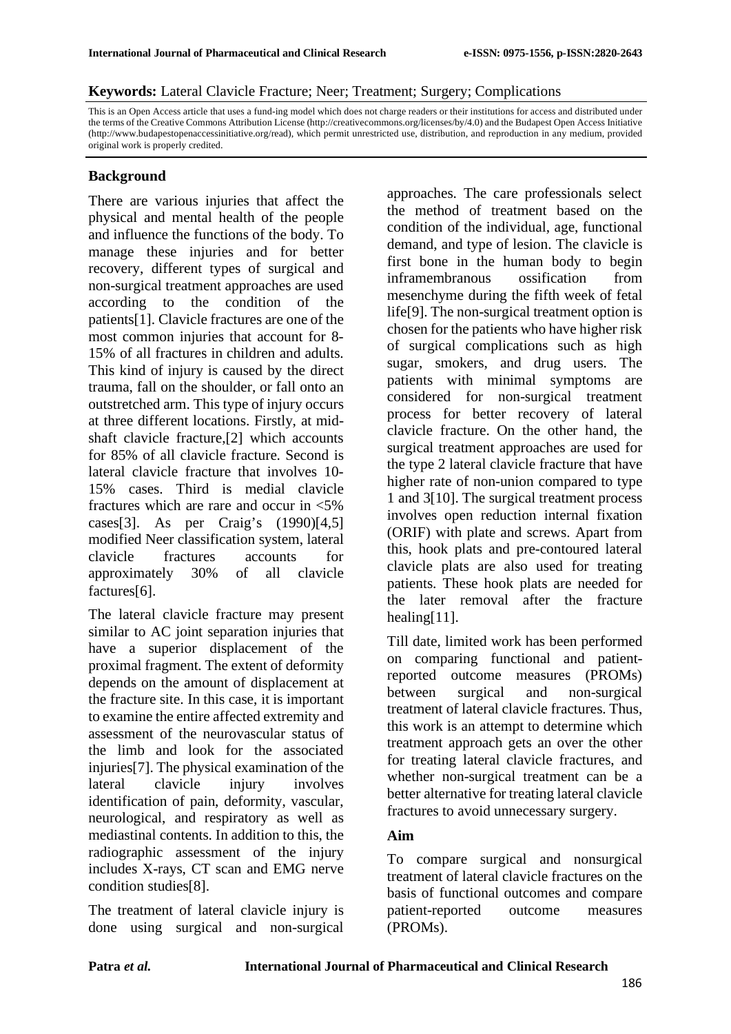**Keywords:** Lateral Clavicle Fracture; Neer; Treatment; Surgery; Complications

This is an Open Access article that uses a fund-ing model which does not charge readers or their institutions for access and distributed under the terms of the Creative Commons Attribution License (http://creativecommons.org/licenses/by/4.0) and the Budapest Open Access Initiative (http://www.budapestopenaccessinitiative.org/read), which permit unrestricted use, distribution, and reproduction in any medium, provided original work is properly credited.

## Background

There are various injuries that affect the physical and mental health of the people and influence the functions of the body. To manage these injuries and for better recovery, different types of surgical and non-surgical treatment approaches are used according to the condition of the patients[1]. Clavicle fractures are one of the most common injuries that account for 8-15% of all fractures in children and adults. This kind of injury is caused by the direct trauma, fall on the shoulder, or fall onto an outstretched arm. This type of injury occurs at three different locations. Firstly, at mid-shaft clavicle fracture,[2] which accounts for 85% of all clavicle fracture. Second is lateral clavicle fracture that involves 10-15% cases. Third is medial clavicle fractures which are rare and occur in <5% cases[3]. As per Craig's (1990)[4,5] modified Neer classification system, lateral clavicle fractures accounts for approximately 30% of all clavicle factures[6].

The lateral clavicle fracture may present similar to AC joint separation injuries that have a superior displacement of the proximal fragment. The extent of deformity depends on the amount of displacement at the fracture site. In this case, it is important to examine the entire affected extremity and assessment of the neurovascular status of the limb and look for the associated injuries[7]. The physical examination of the lateral clavicle injury involves identification of pain, deformity, vascular, neurological, and respiratory as well as mediastinal contents. In addition to this, the radiographic assessment of the injury includes X-rays, CT scan and EMG nerve condition studies[8].

The treatment of lateral clavicle injury is done using surgical and non-surgical approaches. The care professionals select the method of treatment based on the condition of the individual, age, functional demand, and type of lesion. The clavicle is first bone in the human body to begin inframembranous ossification from mesenchyme during the fifth week of fetal life[9]. The non-surgical treatment option is chosen for the patients who have higher risk of surgical complications such as high sugar, smokers, and drug users. The patients with minimal symptoms are considered for non-surgical treatment process for better recovery of lateral clavicle fracture. On the other hand, the surgical treatment approaches are used for the type 2 lateral clavicle fracture that have higher rate of non-union compared to type 1 and 3[10]. The surgical treatment process involves open reduction internal fixation (ORIF) with plate and screws. Apart from this, hook plats and pre-contoured lateral clavicle plats are also used for treating patients. These hook plats are needed for the later removal after the fracture healing[11].

Till date, limited work has been performed on comparing functional and patient-reported outcome measures (PROMs) between surgical and non-surgical treatment of lateral clavicle fractures. Thus, this work is an attempt to determine which treatment approach gets an over the other for treating lateral clavicle fractures, and whether non-surgical treatment can be a better alternative for treating lateral clavicle fractures to avoid unnecessary surgery.

### Aim

To compare surgical and nonsurgical treatment of lateral clavicle fractures on the basis of functional outcomes and compare patient-reported outcome measures (PROMs).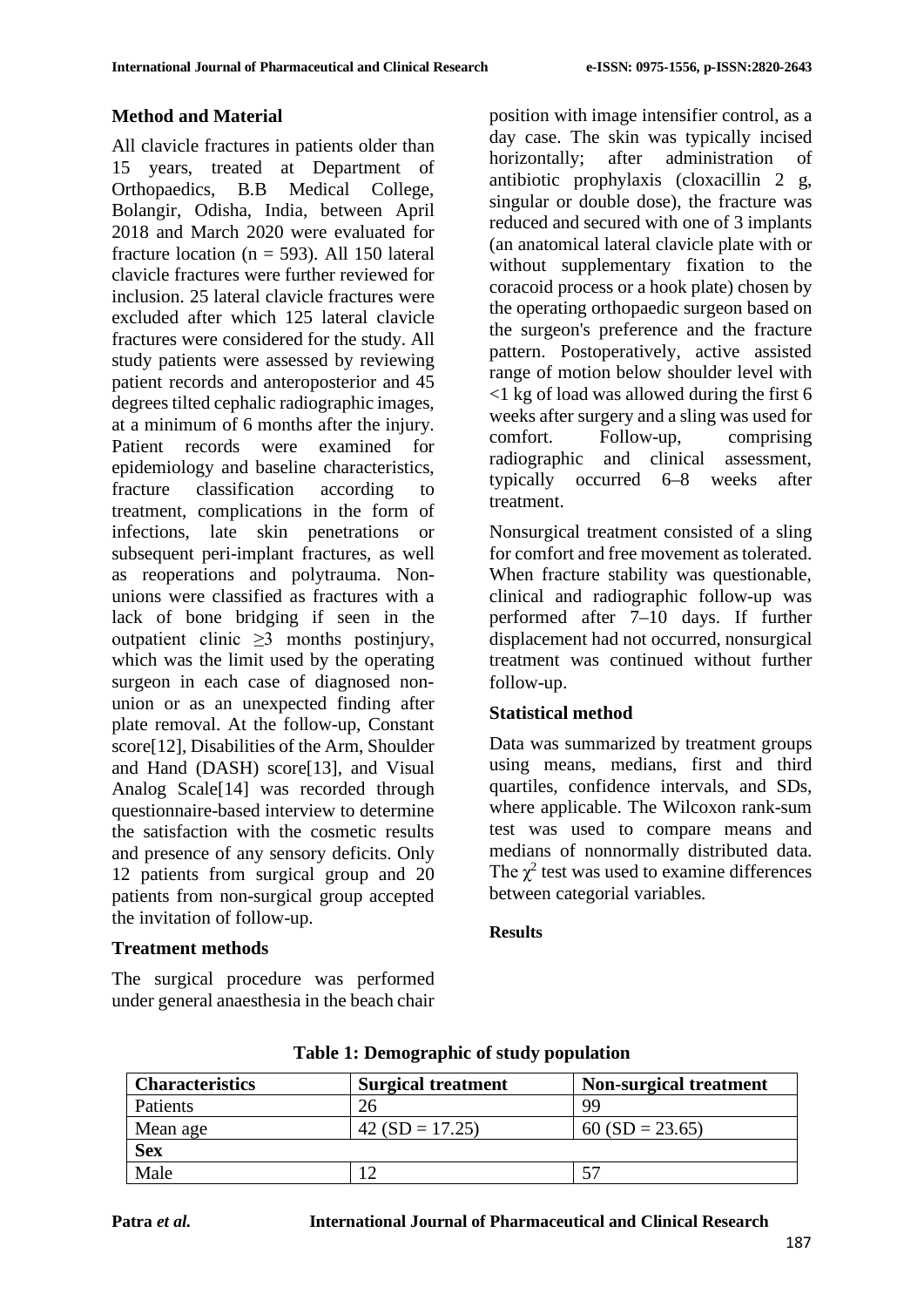## Method and Material

All clavicle fractures in patients older than 15 years, treated at Department of Orthopaedics, B.B Medical College, Bolangir, Odisha, India, between April 2018 and March 2020 were evaluated for fracture location (n = 593). All 150 lateral clavicle fractures were further reviewed for inclusion. 25 lateral clavicle fractures were excluded after which 125 lateral clavicle fractures were considered for the study. All study patients were assessed by reviewing patient records and anteroposterior and 45 degrees tilted cephalic radiographic images, at a minimum of 6 months after the injury. Patient records were examined for epidemiology and baseline characteristics, fracture classification according to treatment, complications in the form of infections, late skin penetrations or subsequent peri-implant fractures, as well as reoperations and polytrauma. Non-unions were classified as fractures with a lack of bone bridging if seen in the outpatient clinic ≥3 months postinjury, which was the limit used by the operating surgeon in each case of diagnosed non-union or as an unexpected finding after plate removal. At the follow-up, Constant score[12], Disabilities of the Arm, Shoulder and Hand (DASH) score[13], and Visual Analog Scale[14] was recorded through questionnaire-based interview to determine the satisfaction with the cosmetic results and presence of any sensory deficits. Only 12 patients from surgical group and 20 patients from non-surgical group accepted the invitation of follow-up.

### Treatment methods

The surgical procedure was performed under general anaesthesia in the beach chair position with image intensifier control, as a day case. The skin was typically incised horizontally; after administration of antibiotic prophylaxis (cloxacillin 2 g, singular or double dose), the fracture was reduced and secured with one of 3 implants (an anatomical lateral clavicle plate with or without supplementary fixation to the coracoid process or a hook plate) chosen by the operating orthopaedic surgeon based on the surgeon's preference and the fracture pattern. Postoperatively, active assisted range of motion below shoulder level with <1 kg of load was allowed during the first 6 weeks after surgery and a sling was used for comfort. Follow-up, comprising radiographic and clinical assessment, typically occurred 6–8 weeks after treatment.

Nonsurgical treatment consisted of a sling for comfort and free movement as tolerated. When fracture stability was questionable, clinical and radiographic follow-up was performed after 7–10 days. If further displacement had not occurred, nonsurgical treatment was continued without further follow-up.

### Statistical method

Data was summarized by treatment groups using means, medians, first and third quartiles, confidence intervals, and SDs, where applicable. The Wilcoxon rank-sum test was used to compare means and medians of nonnormally distributed data. The $\chi^2$ test was used to examine differences between categorial variables.

## Results

**Table 1: Demographic of study population**

| Characteristics | Surgical treatment | Non-surgical treatment |
|---|---|---|
| Patients | 26 | 99 |
| Mean age | 42 (SD = 17.25) | 60 (SD = 23.65) |
| **Sex** | | |
| Male | 12 | 57 |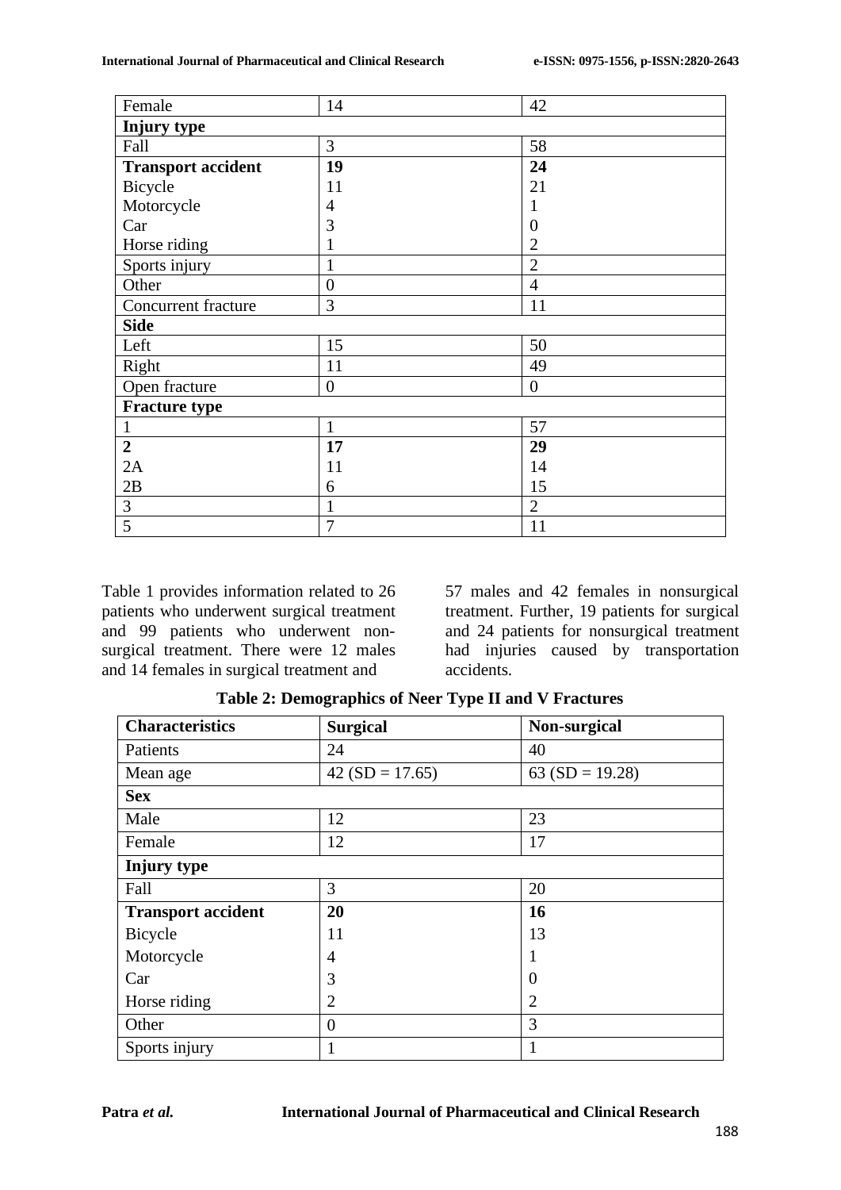| Female | 14 | 42 |
|---|---|---|
| **Injury type** | | |
| Fall | 3 | 58 |
| **Transport accident** | **19** | **24** |
| Bicycle | 11 | 21 |
| Motorcycle | 4 | 1 |
| Car | 3 | 0 |
| Horse riding | 1 | 2 |
| Sports injury | 1 | 2 |
| Other | 0 | 4 |
| Concurrent fracture | 3 | 11 |
| **Side** | | |
| Left | 15 | 50 |
| Right | 11 | 49 |
| Open fracture | 0 | 0 |
| **Fracture type** | | |
| 1 | 1 | 57 |
| **2** | **17** | **29** |
| 2A | 11 | 14 |
| 2B | 6 | 15 |
| 3 | 1 | 2 |
| 5 | 7 | 11 |

Table 1 provides information related to 26 patients who underwent surgical treatment and 99 patients who underwent non-surgical treatment. There were 12 males and 14 females in surgical treatment and 57 males and 42 females in nonsurgical treatment. Further, 19 patients for surgical and 24 patients for nonsurgical treatment had injuries caused by transportation accidents.

**Table 2: Demographics of Neer Type II and V Fractures**

| **Characteristics** | **Surgical** | **Non-surgical** |
|---|---|---|
| Patients | 24 | 40 |
| Mean age | 42 (SD = 17.65) | 63 (SD = 19.28) |
| **Sex** | | |
| Male | 12 | 23 |
| Female | 12 | 17 |
| **Injury type** | | |
| Fall | 3 | 20 |
| **Transport accident** | **20** | **16** |
| Bicycle | 11 | 13 |
| Motorcycle | 4 | 1 |
| Car | 3 | 0 |
| Horse riding | 2 | 2 |
| Other | 0 | 3 |
| Sports injury | 1 | 1 |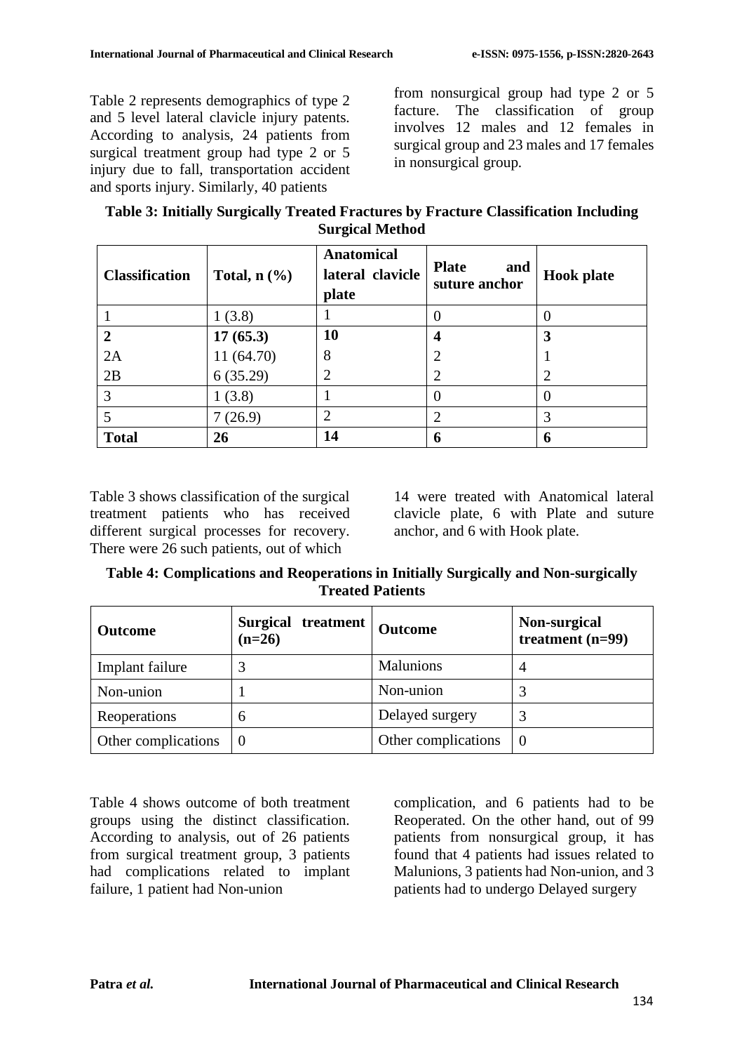Table 2 represents demographics of type 2 and 5 level lateral clavicle injury patents. According to analysis, 24 patients from surgical treatment group had type 2 or 5 injury due to fall, transportation accident and sports injury. Similarly, 40 patients from nonsurgical group had type 2 or 5 facture. The classification of group involves 12 males and 12 females in surgical group and 23 males and 17 females in nonsurgical group.

**Table 3: Initially Surgically Treated Fractures by Fracture Classification Including Surgical Method**

| Classification | Total, n (%) | Anatomical lateral clavicle plate | Plate and suture anchor | Hook plate |
|---|---|---|---|---|
| 1 | 1 (3.8) | 1 | 0 | 0 |
| **2** | **17 (65.3)** | **10** | **4** | **3** |
| 2A | 11 (64.70) | 8 | 2 | 1 |
| 2B | 6 (35.29) | 2 | 2 | 2 |
| 3 | 1 (3.8) | 1 | 0 | 0 |
| 5 | 7 (26.9) | 2 | 2 | 3 |
| **Total** | **26** | **14** | **6** | **6** |

Table 3 shows classification of the surgical treatment patients who has received different surgical processes for recovery. There were 26 such patients, out of which 14 were treated with Anatomical lateral clavicle plate, 6 with Plate and suture anchor, and 6 with Hook plate.

**Table 4: Complications and Reoperations in Initially Surgically and Non-surgically Treated Patients**

| Outcome | Surgical treatment (n=26) | Outcome | Non-surgical treatment (n=99) |
|---|---|---|---|
| Implant failure | 3 | Malunions | 4 |
| Non-union | 1 | Non-union | 3 |
| Reoperations | 6 | Delayed surgery | 3 |
| Other complications | 0 | Other complications | 0 |

Table 4 shows outcome of both treatment groups using the distinct classification. According to analysis, out of 26 patients from surgical treatment group, 3 patients had complications related to implant failure, 1 patient had Non-union complication, and 6 patients had to be Reoperated. On the other hand, out of 99 patients from nonsurgical group, it has found that 4 patients had issues related to Malunions, 3 patients had Non-union, and 3 patients had to undergo Delayed surgery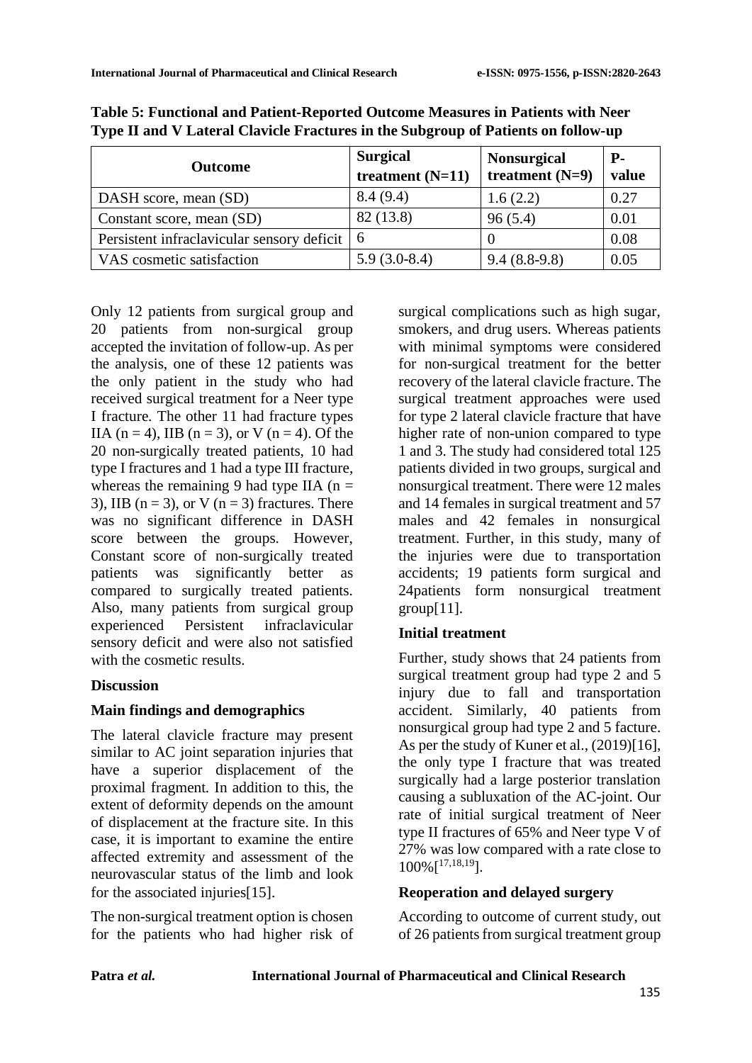**Table 5: Functional and Patient-Reported Outcome Measures in Patients with Neer Type II and V Lateral Clavicle Fractures in the Subgroup of Patients on follow-up**

| Outcome | Surgical treatment (N=11) | Nonsurgical treatment (N=9) | P-value |
|---|---|---|---|
| DASH score, mean (SD) | 8.4 (9.4) | 1.6 (2.2) | 0.27 |
| Constant score, mean (SD) | 82 (13.8) | 96 (5.4) | 0.01 |
| Persistent infraclavicular sensory deficit | 6 | 0 | 0.08 |
| VAS cosmetic satisfaction | 5.9 (3.0-8.4) | 9.4 (8.8-9.8) | 0.05 |

Only 12 patients from surgical group and 20 patients from non-surgical group accepted the invitation of follow-up. As per the analysis, one of these 12 patients was the only patient in the study who had received surgical treatment for a Neer type I fracture. The other 11 had fracture types IIA (n = 4), IIB (n = 3), or V (n = 4). Of the 20 non-surgically treated patients, 10 had type I fractures and 1 had a type III fracture, whereas the remaining 9 had type IIA (n = 3), IIB (n = 3), or V (n = 3) fractures. There was no significant difference in DASH score between the groups. However, Constant score of non-surgically treated patients was significantly better as compared to surgically treated patients. Also, many patients from surgical group experienced Persistent infraclavicular sensory deficit and were also not satisfied with the cosmetic results.

## Discussion

### Main findings and demographics

The lateral clavicle fracture may present similar to AC joint separation injuries that have a superior displacement of the proximal fragment. In addition to this, the extent of deformity depends on the amount of displacement at the fracture site. In this case, it is important to examine the entire affected extremity and assessment of the neurovascular status of the limb and look for the associated injuries[15].

The non-surgical treatment option is chosen for the patients who had higher risk of surgical complications such as high sugar, smokers, and drug users. Whereas patients with minimal symptoms were considered for non-surgical treatment for the better recovery of the lateral clavicle fracture. The surgical treatment approaches were used for type 2 lateral clavicle fracture that have higher rate of non-union compared to type 1 and 3. The study had considered total 125 patients divided in two groups, surgical and nonsurgical treatment. There were 12 males and 14 females in surgical treatment and 57 males and 42 females in nonsurgical treatment. Further, in this study, many of the injuries were due to transportation accidents; 19 patients form surgical and 24patients form nonsurgical treatment group[11].

### Initial treatment

Further, study shows that 24 patients from surgical treatment group had type 2 and 5 injury due to fall and transportation accident. Similarly, 40 patients from nonsurgical group had type 2 and 5 facture. As per the study of Kuner et al., (2019)[16], the only type I fracture that was treated surgically had a large posterior translation causing a subluxation of the AC-joint. Our rate of initial surgical treatment of Neer type II fractures of 65% and Neer type V of 27% was low compared with a rate close to 100%[17,18,19].

### Reoperation and delayed surgery

According to outcome of current study, out of 26 patients from surgical treatment group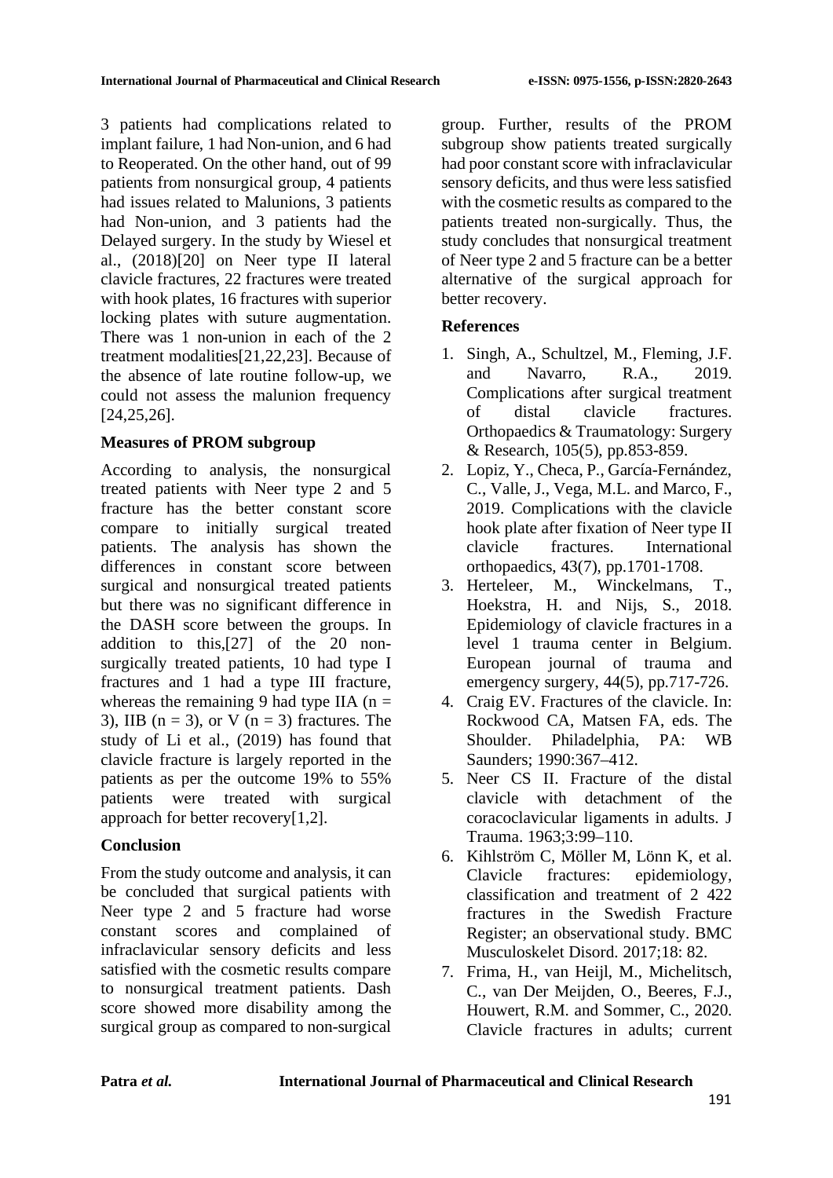3 patients had complications related to implant failure, 1 had Non-union, and 6 had to Reoperated. On the other hand, out of 99 patients from nonsurgical group, 4 patients had issues related to Malunions, 3 patients had Non-union, and 3 patients had the Delayed surgery. In the study by Wiesel et al., (2018)[20] on Neer type II lateral clavicle fractures, 22 fractures were treated with hook plates, 16 fractures with superior locking plates with suture augmentation. There was 1 non-union in each of the 2 treatment modalities[21,22,23]. Because of the absence of late routine follow-up, we could not assess the malunion frequency [24,25,26].

### Measures of PROM subgroup

According to analysis, the nonsurgical treated patients with Neer type 2 and 5 fracture has the better constant score compare to initially surgical treated patients. The analysis has shown the differences in constant score between surgical and nonsurgical treated patients but there was no significant difference in the DASH score between the groups. In addition to this,[27] of the 20 non-surgically treated patients, 10 had type I fractures and 1 had a type III fracture, whereas the remaining 9 had type IIA (n = 3), IIB (n = 3), or V (n = 3) fractures. The study of Li et al., (2019) has found that clavicle fracture is largely reported in the patients as per the outcome 19% to 55% patients were treated with surgical approach for better recovery[1,2].

### Conclusion

From the study outcome and analysis, it can be concluded that surgical patients with Neer type 2 and 5 fracture had worse constant scores and complained of infraclavicular sensory deficits and less satisfied with the cosmetic results compare to nonsurgical treatment patients. Dash score showed more disability among the surgical group as compared to non-surgical group. Further, results of the PROM subgroup show patients treated surgically had poor constant score with infraclavicular sensory deficits, and thus were less satisfied with the cosmetic results as compared to the patients treated non-surgically. Thus, the study concludes that nonsurgical treatment of Neer type 2 and 5 fracture can be a better alternative of the surgical approach for better recovery.

### References

1. Singh, A., Schultzel, M., Fleming, J.F. and Navarro, R.A., 2019. Complications after surgical treatment of distal clavicle fractures. Orthopaedics & Traumatology: Surgery & Research, 105(5), pp.853-859.
2. Lopiz, Y., Checa, P., García-Fernández, C., Valle, J., Vega, M.L. and Marco, F., 2019. Complications with the clavicle hook plate after fixation of Neer type II clavicle fractures. International orthopaedics, 43(7), pp.1701-1708.
3. Herteleer, M., Winckelmans, T., Hoekstra, H. and Nijs, S., 2018. Epidemiology of clavicle fractures in a level 1 trauma center in Belgium. European journal of trauma and emergency surgery, 44(5), pp.717-726.
4. Craig EV. Fractures of the clavicle. In: Rockwood CA, Matsen FA, eds. The Shoulder. Philadelphia, PA: WB Saunders; 1990:367–412.
5. Neer CS II. Fracture of the distal clavicle with detachment of the coracoclavicular ligaments in adults. J Trauma. 1963;3:99–110.
6. Kihlström C, Möller M, Lönn K, et al. Clavicle fractures: epidemiology, classification and treatment of 2 422 fractures in the Swedish Fracture Register; an observational study. BMC Musculoskelet Disord. 2017;18: 82.
7. Frima, H., van Heijl, M., Michelitsch, C., van Der Meijden, O., Beeres, F.J., Houwert, R.M. and Sommer, C., 2020. Clavicle fractures in adults; current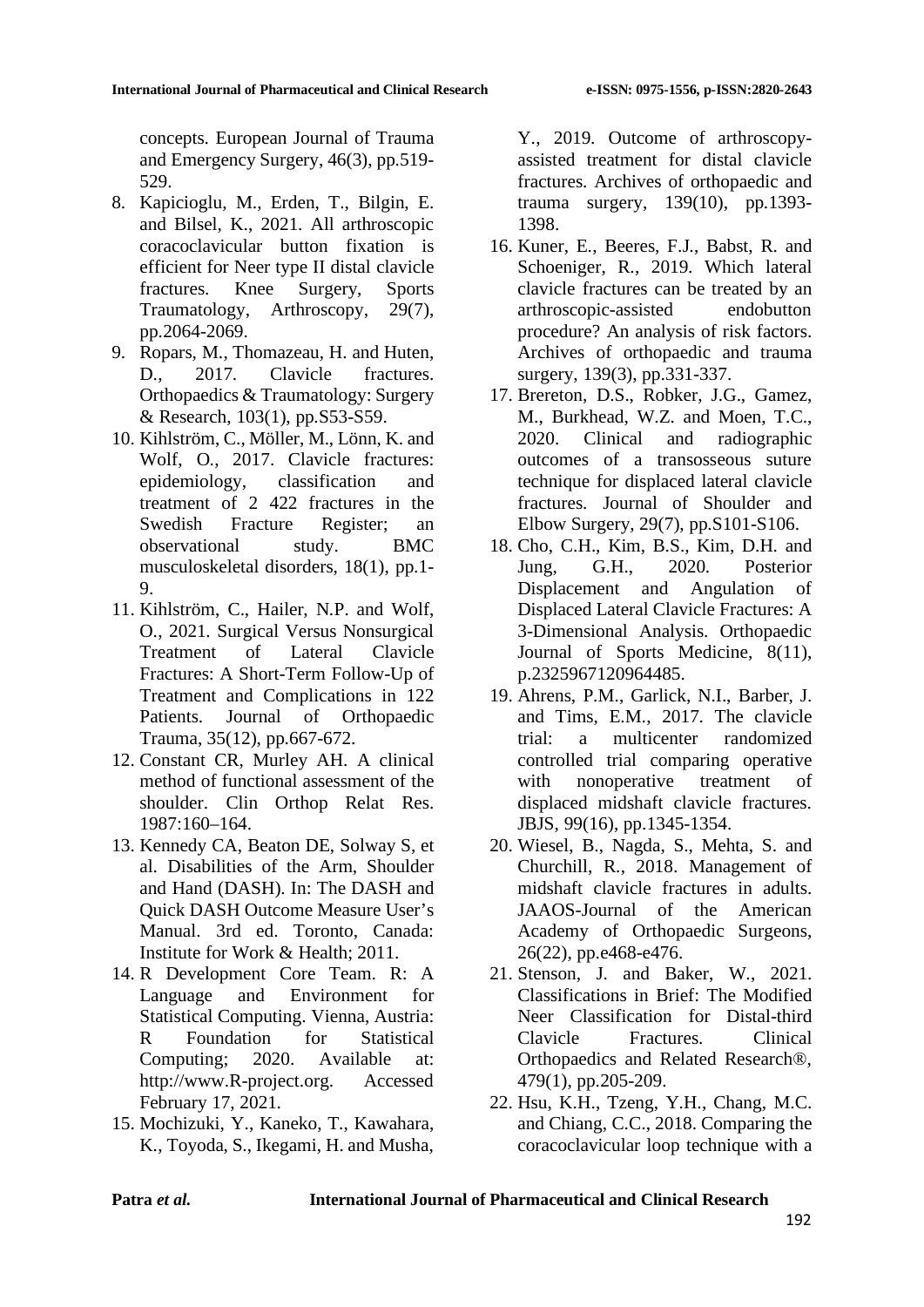concepts. European Journal of Trauma and Emergency Surgery, 46(3), pp.519-529.

8. Kapicioglu, M., Erden, T., Bilgin, E. and Bilsel, K., 2021. All arthroscopic coracoclavicular button fixation is efficient for Neer type II distal clavicle fractures. Knee Surgery, Sports Traumatology, Arthroscopy, 29(7), pp.2064-2069.
9. Ropars, M., Thomazeau, H. and Huten, D., 2017. Clavicle fractures. Orthopaedics & Traumatology: Surgery & Research, 103(1), pp.S53-S59.
10. Kihlström, C., Möller, M., Lönn, K. and Wolf, O., 2017. Clavicle fractures: epidemiology, classification and treatment of 2 422 fractures in the Swedish Fracture Register; an observational study. BMC musculoskeletal disorders, 18(1), pp.1-9.
11. Kihlström, C., Hailer, N.P. and Wolf, O., 2021. Surgical Versus Nonsurgical Treatment of Lateral Clavicle Fractures: A Short-Term Follow-Up of Treatment and Complications in 122 Patients. Journal of Orthopaedic Trauma, 35(12), pp.667-672.
12. Constant CR, Murley AH. A clinical method of functional assessment of the shoulder. Clin Orthop Relat Res. 1987:160–164.
13. Kennedy CA, Beaton DE, Solway S, et al. Disabilities of the Arm, Shoulder and Hand (DASH). In: The DASH and Quick DASH Outcome Measure User's Manual. 3rd ed. Toronto, Canada: Institute for Work & Health; 2011.
14. R Development Core Team. R: A Language and Environment for Statistical Computing. Vienna, Austria: R Foundation for Statistical Computing; 2020. Available at: http://www.R-project.org. Accessed February 17, 2021.
15. Mochizuki, Y., Kaneko, T., Kawahara, K., Toyoda, S., Ikegami, H. and Musha, Y., 2019. Outcome of arthroscopy-assisted treatment for distal clavicle fractures. Archives of orthopaedic and trauma surgery, 139(10), pp.1393-1398.
16. Kuner, E., Beeres, F.J., Babst, R. and Schoeniger, R., 2019. Which lateral clavicle fractures can be treated by an arthroscopic-assisted endobutton procedure? An analysis of risk factors. Archives of orthopaedic and trauma surgery, 139(3), pp.331-337.
17. Brereton, D.S., Robker, J.G., Gamez, M., Burkhead, W.Z. and Moen, T.C., 2020. Clinical and radiographic outcomes of a transosseous suture technique for displaced lateral clavicle fractures. Journal of Shoulder and Elbow Surgery, 29(7), pp.S101-S106.
18. Cho, C.H., Kim, B.S., Kim, D.H. and Jung, G.H., 2020. Posterior Displacement and Angulation of Displaced Lateral Clavicle Fractures: A 3-Dimensional Analysis. Orthopaedic Journal of Sports Medicine, 8(11), p.2325967120964485.
19. Ahrens, P.M., Garlick, N.I., Barber, J. and Tims, E.M., 2017. The clavicle trial: a multicenter randomized controlled trial comparing operative with nonoperative treatment of displaced midshaft clavicle fractures. JBJS, 99(16), pp.1345-1354.
20. Wiesel, B., Nagda, S., Mehta, S. and Churchill, R., 2018. Management of midshaft clavicle fractures in adults. JAAOS-Journal of the American Academy of Orthopaedic Surgeons, 26(22), pp.e468-e476.
21. Stenson, J. and Baker, W., 2021. Classifications in Brief: The Modified Neer Classification for Distal-third Clavicle Fractures. Clinical Orthopaedics and Related Research®, 479(1), pp.205-209.
22. Hsu, K.H., Tzeng, Y.H., Chang, M.C. and Chiang, C.C., 2018. Comparing the coracoclavicular loop technique with a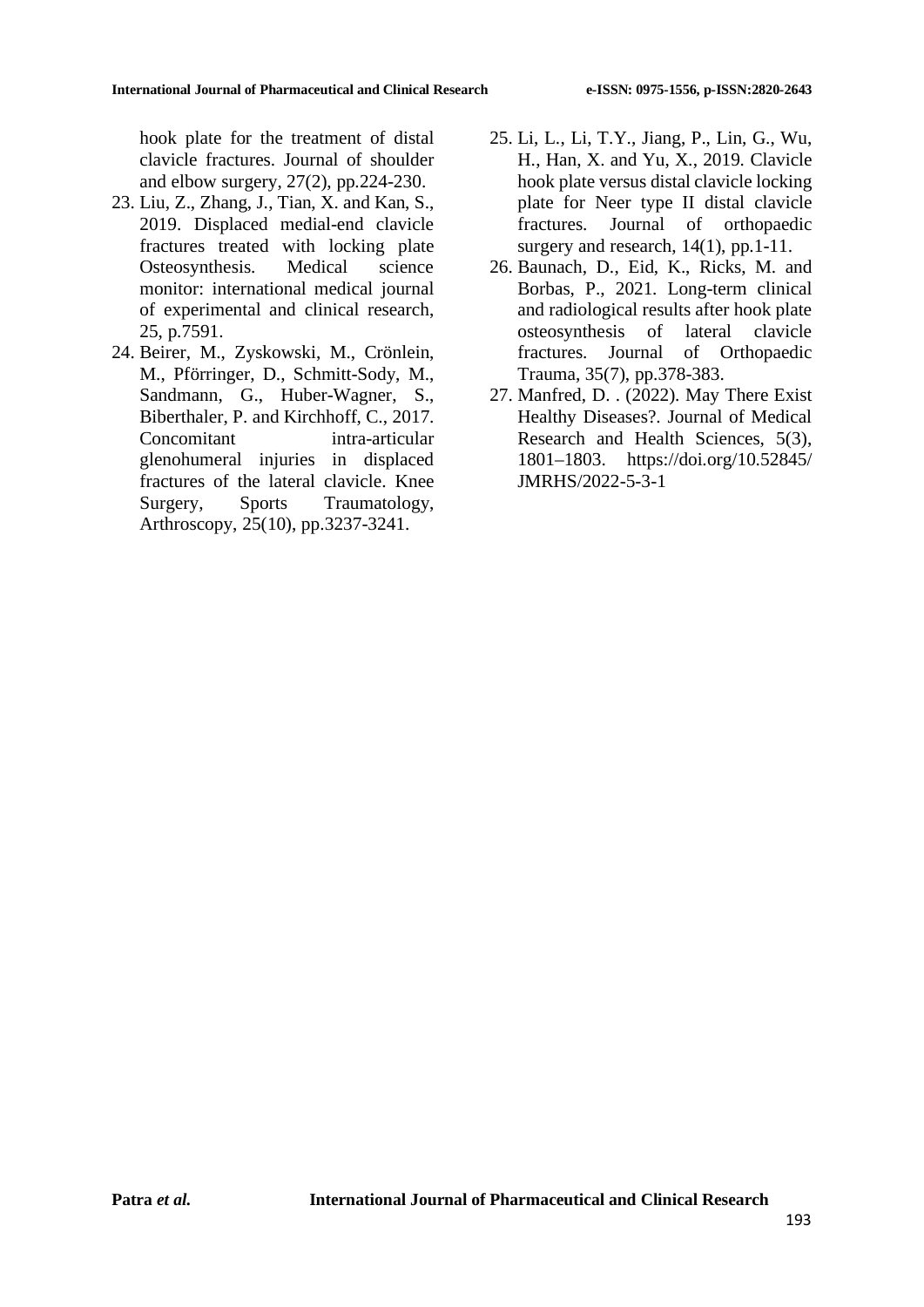hook plate for the treatment of distal clavicle fractures. Journal of shoulder and elbow surgery, 27(2), pp.224-230.

23. Liu, Z., Zhang, J., Tian, X. and Kan, S., 2019. Displaced medial-end clavicle fractures treated with locking plate Osteosynthesis. Medical science monitor: international medical journal of experimental and clinical research, 25, p.7591.
24. Beirer, M., Zyskowski, M., Crönlein, M., Pförringer, D., Schmitt-Sody, M., Sandmann, G., Huber-Wagner, S., Biberthaler, P. and Kirchhoff, C., 2017. Concomitant intra-articular glenohumeral injuries in displaced fractures of the lateral clavicle. Knee Surgery, Sports Traumatology, Arthroscopy, 25(10), pp.3237-3241.
25. Li, L., Li, T.Y., Jiang, P., Lin, G., Wu, H., Han, X. and Yu, X., 2019. Clavicle hook plate versus distal clavicle locking plate for Neer type II distal clavicle fractures. Journal of orthopaedic surgery and research, 14(1), pp.1-11.
26. Baunach, D., Eid, K., Ricks, M. and Borbas, P., 2021. Long-term clinical and radiological results after hook plate osteosynthesis of lateral clavicle fractures. Journal of Orthopaedic Trauma, 35(7), pp.378-383.
27. Manfred, D. . (2022). May There Exist Healthy Diseases?. Journal of Medical Research and Health Sciences, 5(3), 1801–1803. https://doi.org/10.52845/JMRHS/2022-5-3-1